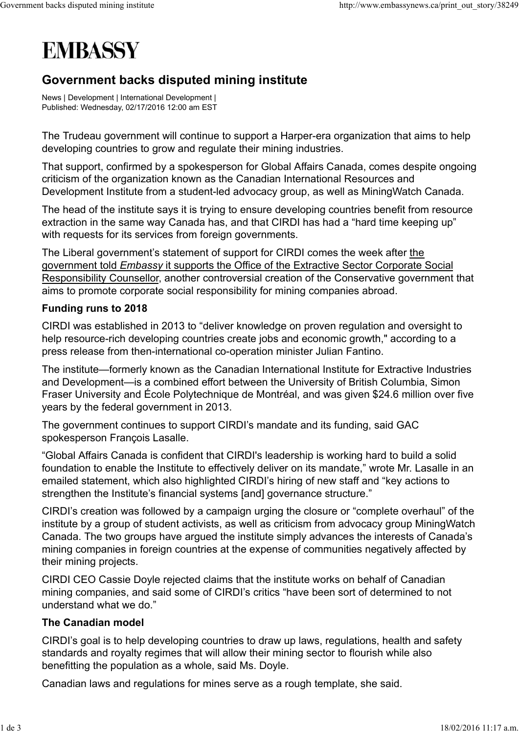# EMBASSY

## Government backs disputed mining institute

News | Development | International Development |
Published: Wednesday, 02/17/2016 12:00 am EST

The Trudeau government will continue to support a Harper-era organization that aims to help developing countries to grow and regulate their mining industries.

That support, confirmed by a spokesperson for Global Affairs Canada, comes despite ongoing criticism of the organization known as the Canadian International Resources and Development Institute from a student-led advocacy group, as well as MiningWatch Canada.

The head of the institute says it is trying to ensure developing countries benefit from resource extraction in the same way Canada has, and that CIRDI has had a "hard time keeping up" with requests for its services from foreign governments.

The Liberal government's statement of support for CIRDI comes the week after the government told *Embassy* it supports the Office of the Extractive Sector Corporate Social Responsibility Counsellor, another controversial creation of the Conservative government that aims to promote corporate social responsibility for mining companies abroad.

**Funding runs to 2018**

CIRDI was established in 2013 to "deliver knowledge on proven regulation and oversight to help resource-rich developing countries create jobs and economic growth," according to a press release from then-international co-operation minister Julian Fantino.

The institute—formerly known as the Canadian International Institute for Extractive Industries and Development—is a combined effort between the University of British Columbia, Simon Fraser University and École Polytechnique de Montréal, and was given $24.6 million over five years by the federal government in 2013.

The government continues to support CIRDI's mandate and its funding, said GAC spokesperson François Lasalle.

"Global Affairs Canada is confident that CIRDI's leadership is working hard to build a solid foundation to enable the Institute to effectively deliver on its mandate," wrote Mr. Lasalle in an emailed statement, which also highlighted CIRDI's hiring of new staff and "key actions to strengthen the Institute's financial systems [and] governance structure."

CIRDI's creation was followed by a campaign urging the closure or "complete overhaul" of the institute by a group of student activists, as well as criticism from advocacy group MiningWatch Canada. The two groups have argued the institute simply advances the interests of Canada's mining companies in foreign countries at the expense of communities negatively affected by their mining projects.

CIRDI CEO Cassie Doyle rejected claims that the institute works on behalf of Canadian mining companies, and said some of CIRDI's critics "have been sort of determined to not understand what we do."

**The Canadian model**

CIRDI's goal is to help developing countries to draw up laws, regulations, health and safety standards and royalty regimes that will allow their mining sector to flourish while also benefitting the population as a whole, said Ms. Doyle.

Canadian laws and regulations for mines serve as a rough template, she said.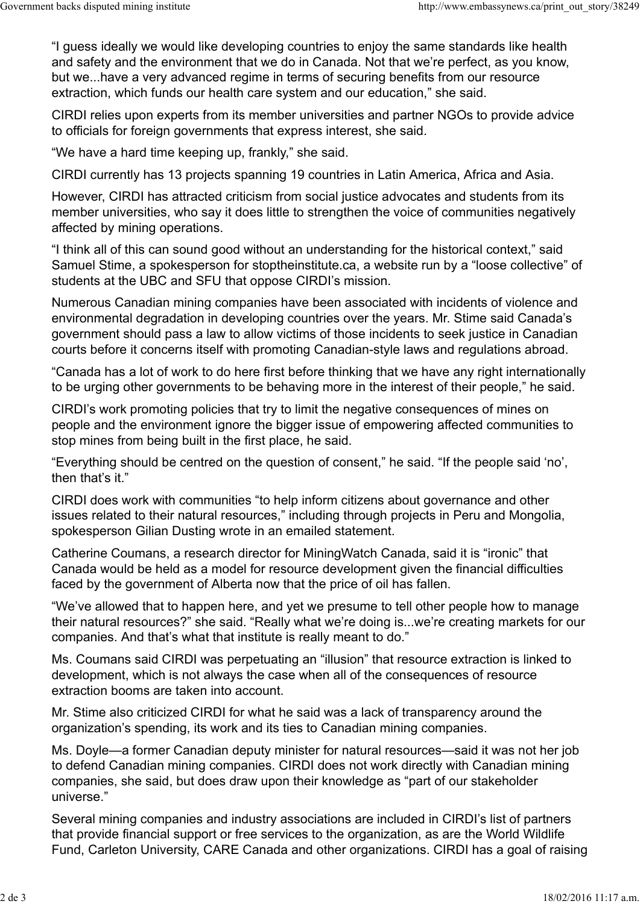"I guess ideally we would like developing countries to enjoy the same standards like health and safety and the environment that we do in Canada. Not that we're perfect, as you know, but we...have a very advanced regime in terms of securing benefits from our resource extraction, which funds our health care system and our education," she said.

CIRDI relies upon experts from its member universities and partner NGOs to provide advice to officials for foreign governments that express interest, she said.

"We have a hard time keeping up, frankly," she said.

CIRDI currently has 13 projects spanning 19 countries in Latin America, Africa and Asia.

However, CIRDI has attracted criticism from social justice advocates and students from its member universities, who say it does little to strengthen the voice of communities negatively affected by mining operations.

"I think all of this can sound good without an understanding for the historical context," said Samuel Stime, a spokesperson for stoptheinstitute.ca, a website run by a "loose collective" of students at the UBC and SFU that oppose CIRDI's mission.

Numerous Canadian mining companies have been associated with incidents of violence and environmental degradation in developing countries over the years. Mr. Stime said Canada's government should pass a law to allow victims of those incidents to seek justice in Canadian courts before it concerns itself with promoting Canadian-style laws and regulations abroad.

"Canada has a lot of work to do here first before thinking that we have any right internationally to be urging other governments to be behaving more in the interest of their people," he said.

CIRDI's work promoting policies that try to limit the negative consequences of mines on people and the environment ignore the bigger issue of empowering affected communities to stop mines from being built in the first place, he said.

"Everything should be centred on the question of consent," he said. "If the people said 'no', then that's it."

CIRDI does work with communities "to help inform citizens about governance and other issues related to their natural resources," including through projects in Peru and Mongolia, spokesperson Gilian Dusting wrote in an emailed statement.

Catherine Coumans, a research director for MiningWatch Canada, said it is "ironic" that Canada would be held as a model for resource development given the financial difficulties faced by the government of Alberta now that the price of oil has fallen.

"We've allowed that to happen here, and yet we presume to tell other people how to manage their natural resources?" she said. "Really what we're doing is...we're creating markets for our companies. And that's what that institute is really meant to do."

Ms. Coumans said CIRDI was perpetuating an "illusion" that resource extraction is linked to development, which is not always the case when all of the consequences of resource extraction booms are taken into account.

Mr. Stime also criticized CIRDI for what he said was a lack of transparency around the organization's spending, its work and its ties to Canadian mining companies.

Ms. Doyle—a former Canadian deputy minister for natural resources—said it was not her job to defend Canadian mining companies. CIRDI does not work directly with Canadian mining companies, she said, but does draw upon their knowledge as "part of our stakeholder universe."

Several mining companies and industry associations are included in CIRDI's list of partners that provide financial support or free services to the organization, as are the World Wildlife Fund, Carleton University, CARE Canada and other organizations. CIRDI has a goal of raising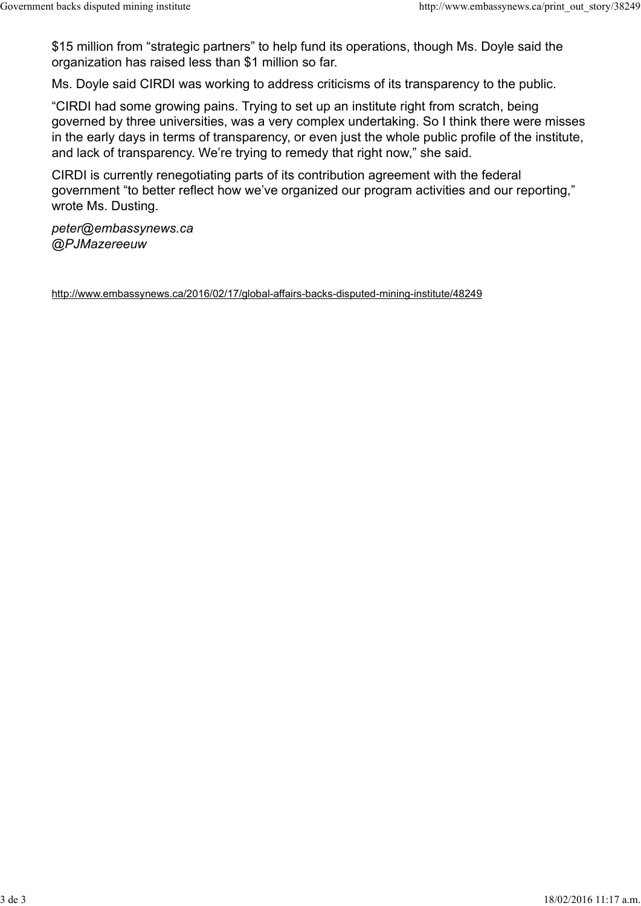$15 million from “strategic partners” to help fund its operations, though Ms. Doyle said the organization has raised less than $1 million so far.

Ms. Doyle said CIRDI was working to address criticisms of its transparency to the public.

“CIRDI had some growing pains. Trying to set up an institute right from scratch, being governed by three universities, was a very complex undertaking. So I think there were misses in the early days in terms of transparency, or even just the whole public profile of the institute, and lack of transparency. We’re trying to remedy that right now,” she said.

CIRDI is currently renegotiating parts of its contribution agreement with the federal government “to better reflect how we’ve organized our program activities and our reporting,” wrote Ms. Dusting.

*peter@embassynews.ca*
*@PJMazereeuw*

http://www.embassynews.ca/2016/02/17/global-affairs-backs-disputed-mining-institute/48249